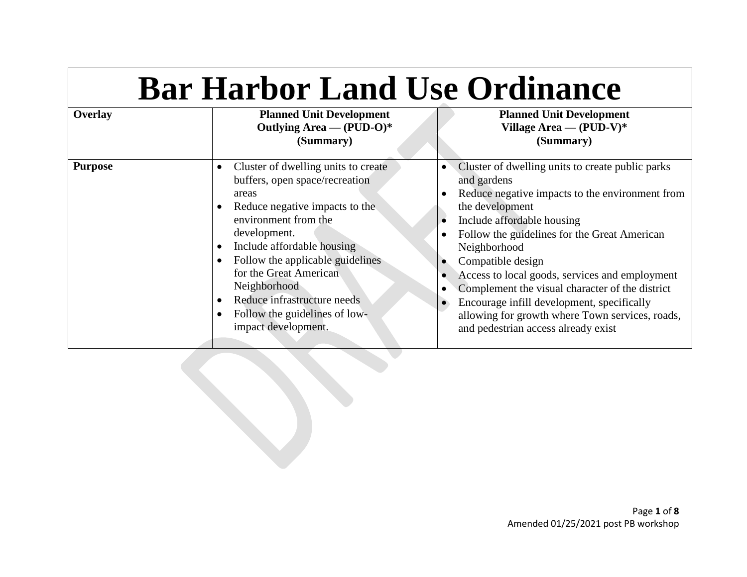# Bar Harbor Land Use Ordinance

| Overlay | Planned Unit Development Outlying Area — (PUD-O)* (Summary) | Planned Unit Development Village Area — (PUD-V)* (Summary) |
|---|---|---|
| **Purpose** | • Cluster of dwelling units to create buffers, open space/recreation areas<br>• Reduce negative impacts to the environment from the development.<br>• Include affordable housing<br>• Follow the applicable guidelines for the Great American Neighborhood<br>• Reduce infrastructure needs<br>• Follow the guidelines of low-impact development. | • Cluster of dwelling units to create public parks and gardens<br>• Reduce negative impacts to the environment from the development<br>• Include affordable housing<br>• Follow the guidelines for the Great American Neighborhood<br>• Compatible design<br>• Access to local goods, services and employment<br>• Complement the visual character of the district<br>• Encourage infill development, specifically allowing for growth where Town services, roads, and pedestrian access already exist |

Amended 01/25/2021 post PB workshop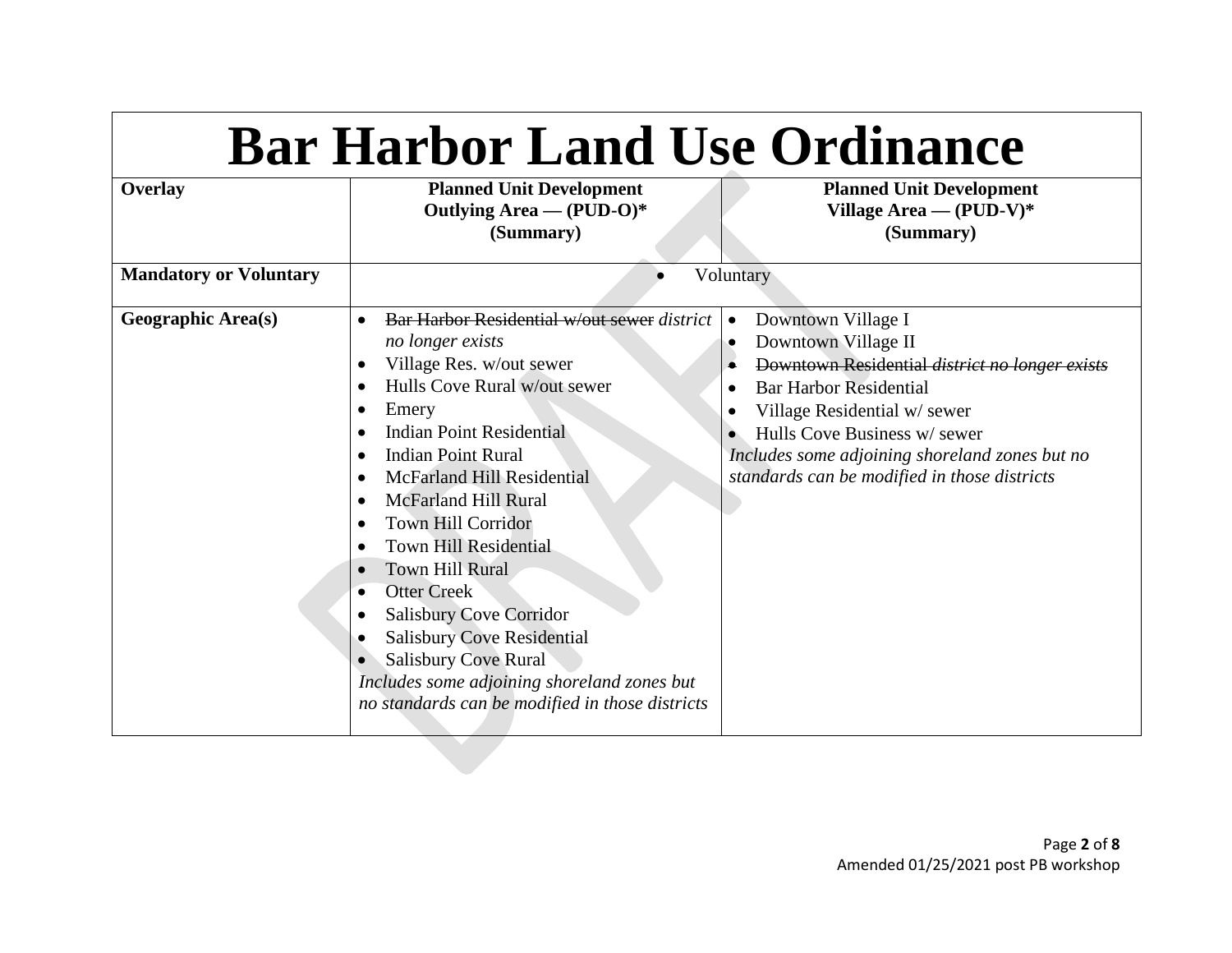# Bar Harbor Land Use Ordinance

| Overlay | Planned Unit Development Outlying Area — (PUD-O)* (Summary) | Planned Unit Development Village Area — (PUD-V)* (Summary) |
|---|---|---|
| **Mandatory or Voluntary** | • Voluntary | |
| **Geographic Area(s)** | • ~~Bar Harbor Residential w/out sewer~~ *district no longer exists*<br>• Village Res. w/out sewer<br>• Hulls Cove Rural w/out sewer<br>• Emery<br>• Indian Point Residential<br>• Indian Point Rural<br>• McFarland Hill Residential<br>• McFarland Hill Rural<br>• Town Hill Corridor<br>• Town Hill Residential<br>• Town Hill Rural<br>• Otter Creek<br>• Salisbury Cove Corridor<br>• Salisbury Cove Residential<br>• Salisbury Cove Rural<br>*Includes some adjoining shoreland zones but no standards can be modified in those districts* | • Downtown Village I<br>• Downtown Village II<br>• ~~Downtown Residential *district no longer exists*~~<br>• Bar Harbor Residential<br>• Village Residential w/ sewer<br>• Hulls Cove Business w/ sewer<br>*Includes some adjoining shoreland zones but no standards can be modified in those districts* |

Amended 01/25/2021 post PB workshop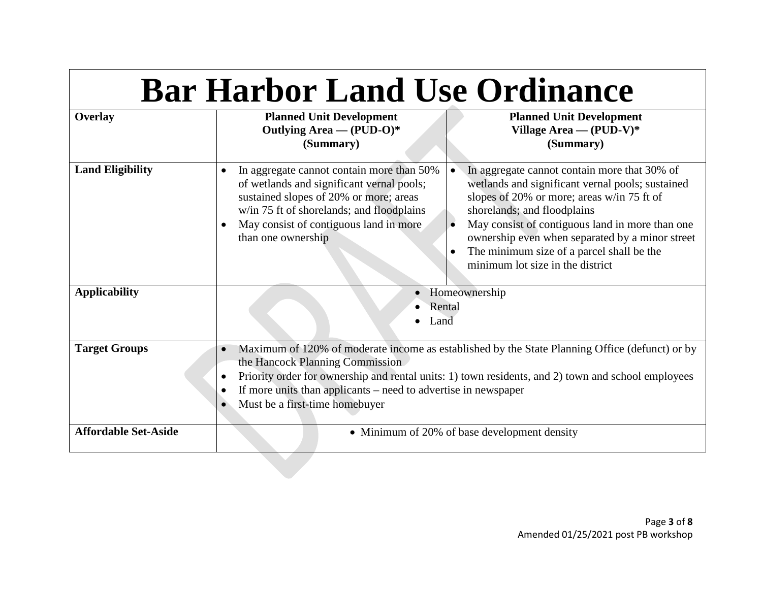# Bar Harbor Land Use Ordinance

| Overlay | Planned Unit Development Outlying Area — (PUD-O)* (Summary) | Planned Unit Development Village Area — (PUD-V)* (Summary) |
|---|---|---|
| **Land Eligibility** | • In aggregate cannot contain more than 50% of wetlands and significant vernal pools; sustained slopes of 20% or more; areas w/in 75 ft of shorelands; and floodplains<br>• May consist of contiguous land in more than one ownership | • In aggregate cannot contain more that 30% of wetlands and significant vernal pools; sustained slopes of 20% or more; areas w/in 75 ft of shorelands; and floodplains<br>• May consist of contiguous land in more than one ownership even when separated by a minor street<br>• The minimum size of a parcel shall be the minimum lot size in the district |
| **Applicability** | • Homeownership<br>• Rental<br>• Land | |
| **Target Groups** | • Maximum of 120% of moderate income as established by the State Planning Office (defunct) or by the Hancock Planning Commission<br>• Priority order for ownership and rental units: 1) town residents, and 2) town and school employees<br>• If more units than applicants – need to advertise in newspaper<br>• Must be a first-time homebuyer | |
| **Affordable Set-Aside** | • Minimum of 20% of base development density | |

Amended 01/25/2021 post PB workshop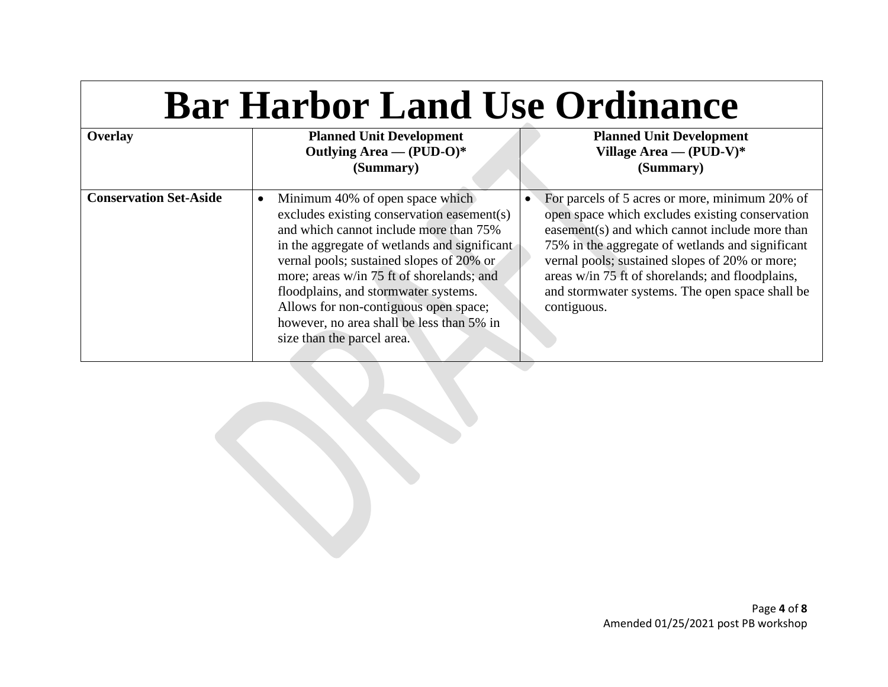# Bar Harbor Land Use Ordinance

| Overlay | Planned Unit Development Outlying Area — (PUD-O)* (Summary) | Planned Unit Development Village Area — (PUD-V)* (Summary) |
|---|---|---|
| **Conservation Set-Aside** | • Minimum 40% of open space which excludes existing conservation easement(s) and which cannot include more than 75% in the aggregate of wetlands and significant vernal pools; sustained slopes of 20% or more; areas w/in 75 ft of shorelands; and floodplains, and stormwater systems. Allows for non-contiguous open space; however, no area shall be less than 5% in size than the parcel area. | • For parcels of 5 acres or more, minimum 20% of open space which excludes existing conservation easement(s) and which cannot include more than 75% in the aggregate of wetlands and significant vernal pools; sustained slopes of 20% or more; areas w/in 75 ft of shorelands; and floodplains, and stormwater systems. The open space shall be contiguous. |

Amended 01/25/2021 post PB workshop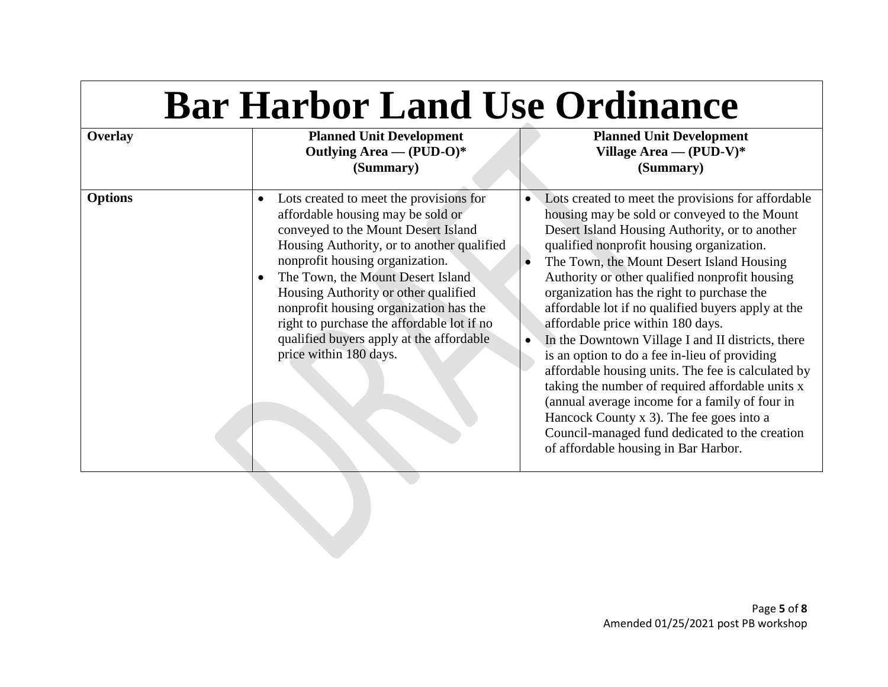# Bar Harbor Land Use Ordinance

| Overlay | Planned Unit Development Outlying Area — (PUD-O)* (Summary) | Planned Unit Development Village Area — (PUD-V)* (Summary) |
|---|---|---|
| **Options** | • Lots created to meet the provisions for affordable housing may be sold or conveyed to the Mount Desert Island Housing Authority, or to another qualified nonprofit housing organization.<br>• The Town, the Mount Desert Island Housing Authority or other qualified nonprofit housing organization has the right to purchase the affordable lot if no qualified buyers apply at the affordable price within 180 days. | • Lots created to meet the provisions for affordable housing may be sold or conveyed to the Mount Desert Island Housing Authority, or to another qualified nonprofit housing organization.<br>• The Town, the Mount Desert Island Housing Authority or other qualified nonprofit housing organization has the right to purchase the affordable lot if no qualified buyers apply at the affordable price within 180 days.<br>• In the Downtown Village I and II districts, there is an option to do a fee in-lieu of providing affordable housing units. The fee is calculated by taking the number of required affordable units x (annual average income for a family of four in Hancock County x 3). The fee goes into a Council-managed fund dedicated to the creation of affordable housing in Bar Harbor. |

Amended 01/25/2021 post PB workshop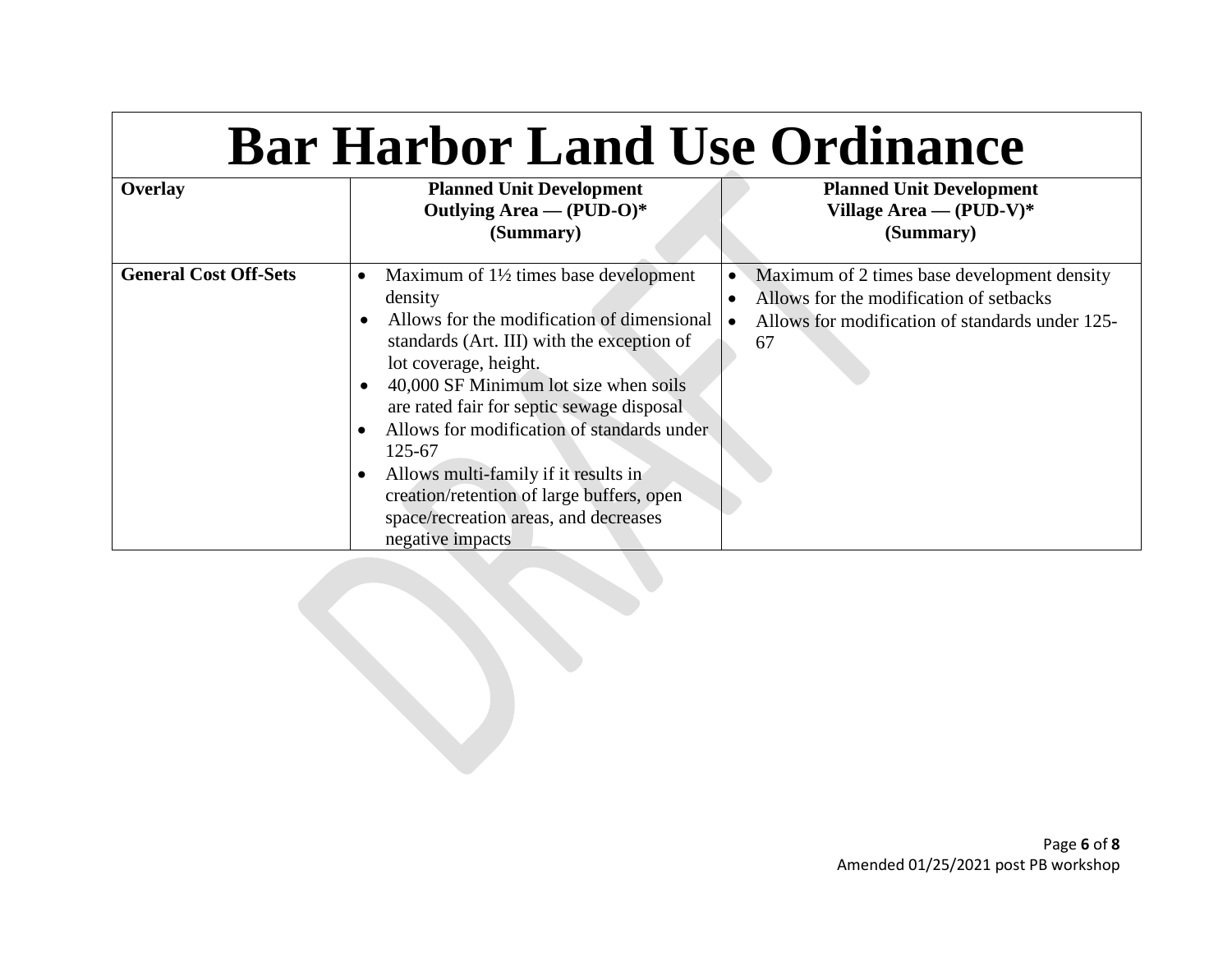# Bar Harbor Land Use Ordinance

| Overlay | Planned Unit Development Outlying Area — (PUD-O)* (Summary) | Planned Unit Development Village Area — (PUD-V)* (Summary) |
|---|---|---|
| **General Cost Off-Sets** | • Maximum of 1½ times base development density<br>• Allows for the modification of dimensional standards (Art. III) with the exception of lot coverage, height.<br>• 40,000 SF Minimum lot size when soils are rated fair for septic sewage disposal<br>• Allows for modification of standards under 125-67<br>• Allows multi-family if it results in creation/retention of large buffers, open space/recreation areas, and decreases negative impacts | • Maximum of 2 times base development density<br>• Allows for the modification of setbacks<br>• Allows for modification of standards under 125-67 |

Amended 01/25/2021 post PB workshop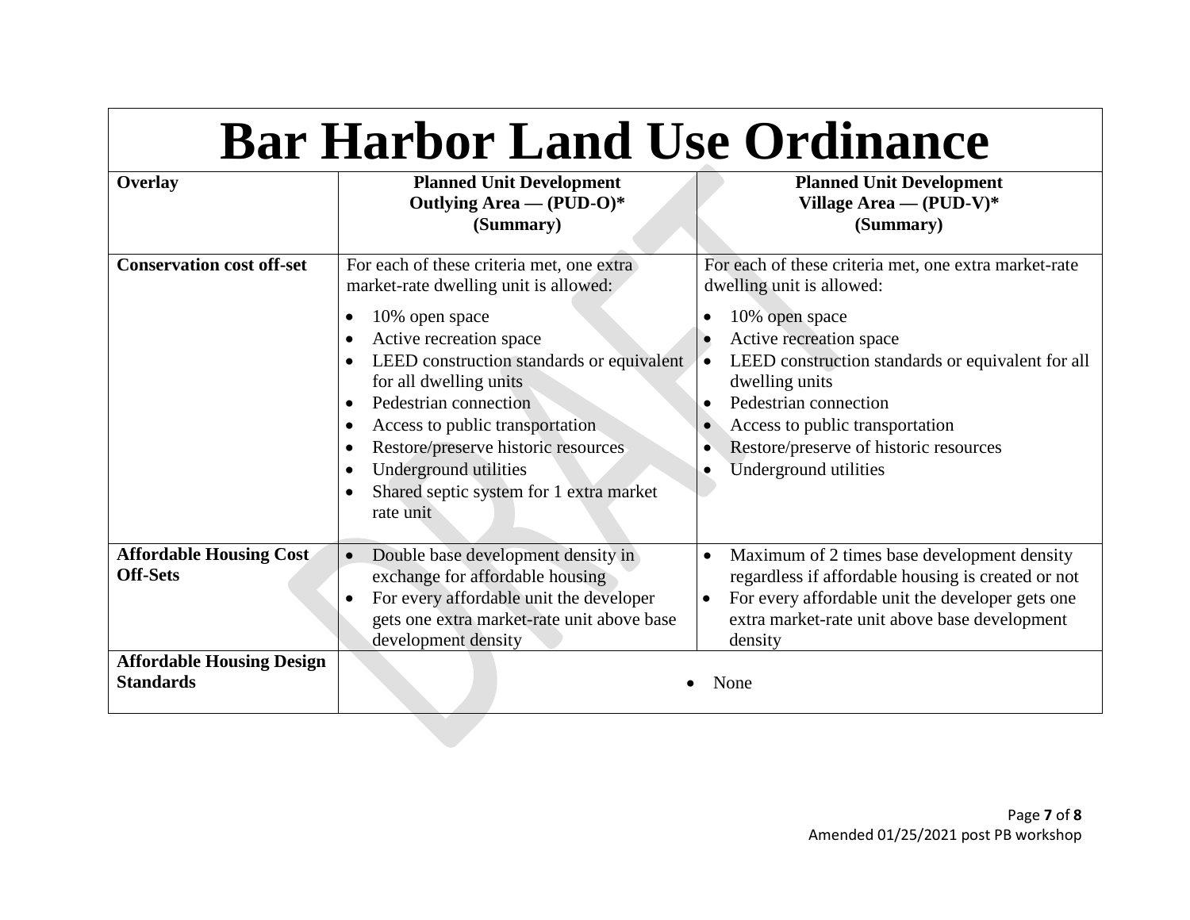# Bar Harbor Land Use Ordinance

| Overlay | Planned Unit Development Outlying Area — (PUD-O)* (Summary) | Planned Unit Development Village Area — (PUD-V)* (Summary) |
|---|---|---|
| **Conservation cost off-set** | For each of these criteria met, one extra market-rate dwelling unit is allowed:<br>• 10% open space<br>• Active recreation space<br>• LEED construction standards or equivalent for all dwelling units<br>• Pedestrian connection<br>• Access to public transportation<br>• Restore/preserve historic resources<br>• Underground utilities<br>• Shared septic system for 1 extra market rate unit | For each of these criteria met, one extra market-rate dwelling unit is allowed:<br>• 10% open space<br>• Active recreation space<br>• LEED construction standards or equivalent for all dwelling units<br>• Pedestrian connection<br>• Access to public transportation<br>• Restore/preserve of historic resources<br>• Underground utilities |
| **Affordable Housing Cost Off-Sets** | • Double base development density in exchange for affordable housing<br>• For every affordable unit the developer gets one extra market-rate unit above base development density | • Maximum of 2 times base development density regardless if affordable housing is created or not<br>• For every affordable unit the developer gets one extra market-rate unit above base development density |
| **Affordable Housing Design Standards** | • None | |

Amended 01/25/2021 post PB workshop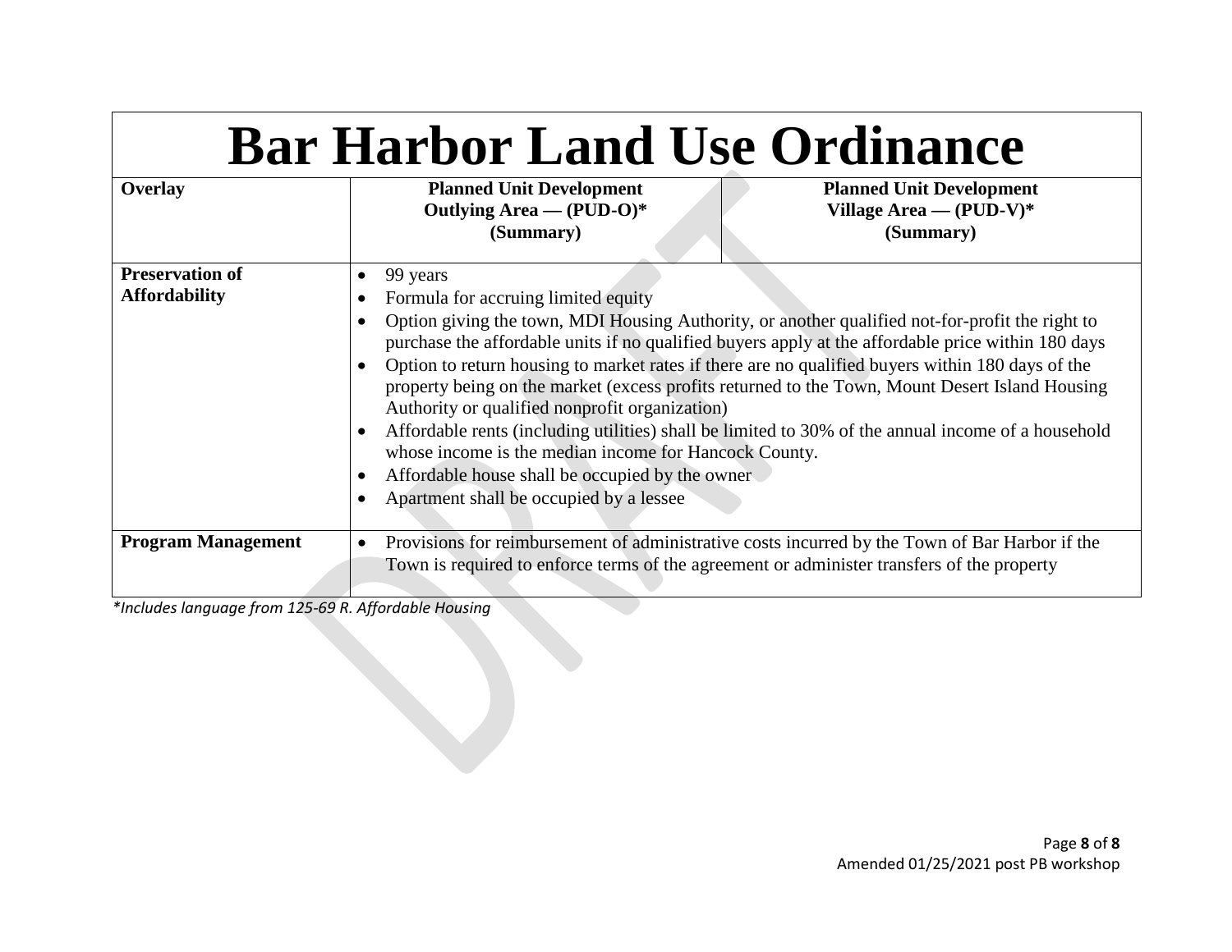# Bar Harbor Land Use Ordinance

| Overlay | Planned Unit Development Outlying Area — (PUD-O)* (Summary) | Planned Unit Development Village Area — (PUD-V)* (Summary) |
|---|---|---|
| **Preservation of Affordability** | • 99 years<br>• Formula for accruing limited equity<br>• Option giving the town, MDI Housing Authority, or another qualified not-for-profit the right to purchase the affordable units if no qualified buyers apply at the affordable price within 180 days<br>• Option to return housing to market rates if there are no qualified buyers within 180 days of the property being on the market (excess profits returned to the Town, Mount Desert Island Housing Authority or qualified nonprofit organization)<br>• Affordable rents (including utilities) shall be limited to 30% of the annual income of a household whose income is the median income for Hancock County.<br>• Affordable house shall be occupied by the owner<br>• Apartment shall be occupied by a lessee | |
| **Program Management** | • Provisions for reimbursement of administrative costs incurred by the Town of Bar Harbor if the Town is required to enforce terms of the agreement or administer transfers of the property | |

*\*Includes language from 125-69 R. Affordable Housing*

Amended 01/25/2021 post PB workshop